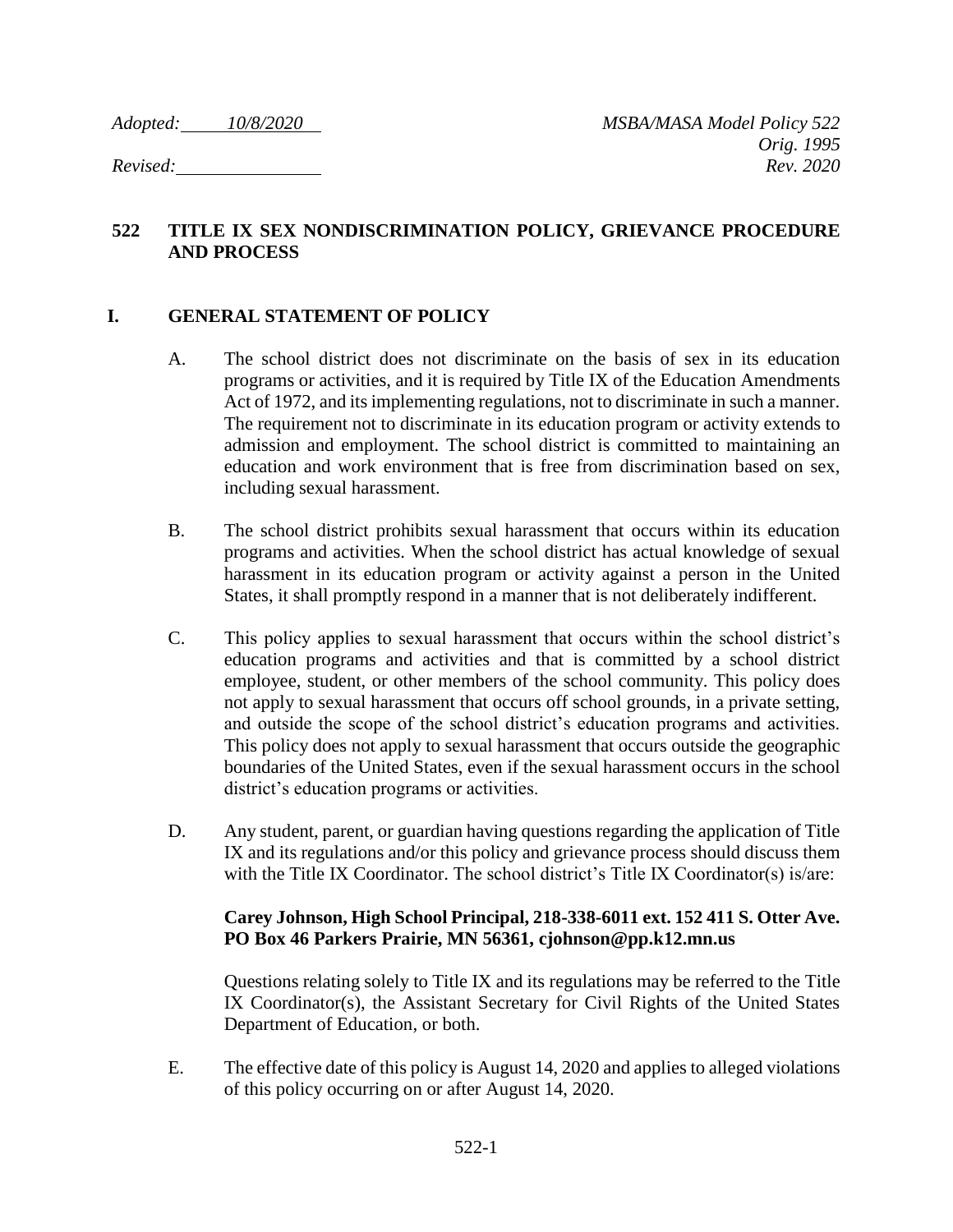*Adopted: 10/8/2020*

*Revised:*

*MSBA/MASA Model Policy 522*
*Orig. 1995*
*Rev. 2020*

# 522 TITLE IX SEX NONDISCRIMINATION POLICY, GRIEVANCE PROCEDURE AND PROCESS

## I. GENERAL STATEMENT OF POLICY

A. The school district does not discriminate on the basis of sex in its education programs or activities, and it is required by Title IX of the Education Amendments Act of 1972, and its implementing regulations, not to discriminate in such a manner. The requirement not to discriminate in its education program or activity extends to admission and employment. The school district is committed to maintaining an education and work environment that is free from discrimination based on sex, including sexual harassment.

B. The school district prohibits sexual harassment that occurs within its education programs and activities. When the school district has actual knowledge of sexual harassment in its education program or activity against a person in the United States, it shall promptly respond in a manner that is not deliberately indifferent.

C. This policy applies to sexual harassment that occurs within the school district's education programs and activities and that is committed by a school district employee, student, or other members of the school community. This policy does not apply to sexual harassment that occurs off school grounds, in a private setting, and outside the scope of the school district's education programs and activities. This policy does not apply to sexual harassment that occurs outside the geographic boundaries of the United States, even if the sexual harassment occurs in the school district's education programs or activities.

D. Any student, parent, or guardian having questions regarding the application of Title IX and its regulations and/or this policy and grievance process should discuss them with the Title IX Coordinator. The school district's Title IX Coordinator(s) is/are:

**Carey Johnson, High School Principal, 218-338-6011 ext. 152 411 S. Otter Ave. PO Box 46 Parkers Prairie, MN 56361, cjohnson@pp.k12.mn.us**

Questions relating solely to Title IX and its regulations may be referred to the Title IX Coordinator(s), the Assistant Secretary for Civil Rights of the United States Department of Education, or both.

E. The effective date of this policy is August 14, 2020 and applies to alleged violations of this policy occurring on or after August 14, 2020.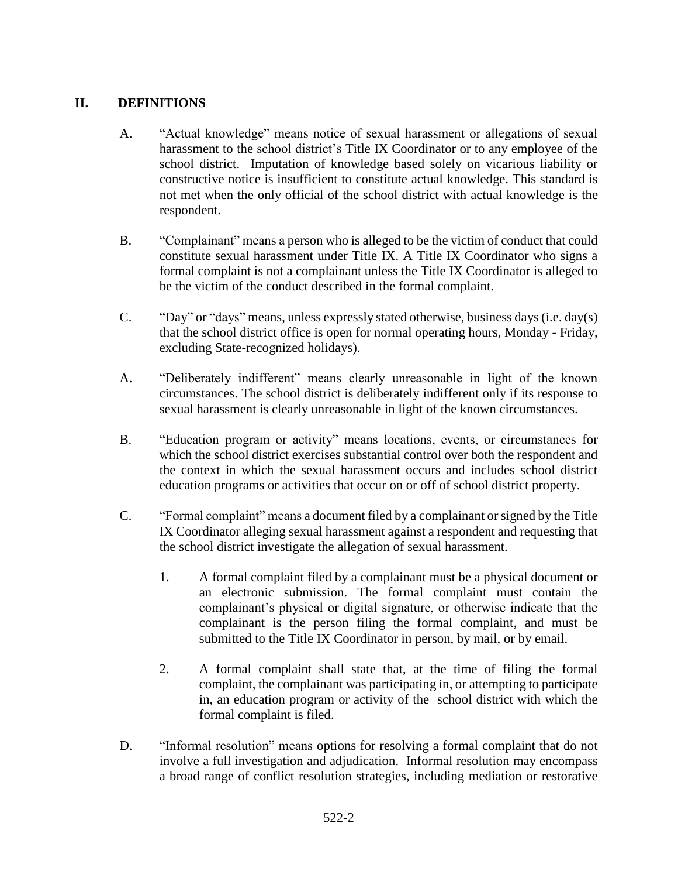## II. DEFINITIONS

A. "Actual knowledge" means notice of sexual harassment or allegations of sexual harassment to the school district's Title IX Coordinator or to any employee of the school district. Imputation of knowledge based solely on vicarious liability or constructive notice is insufficient to constitute actual knowledge. This standard is not met when the only official of the school district with actual knowledge is the respondent.

B. "Complainant" means a person who is alleged to be the victim of conduct that could constitute sexual harassment under Title IX. A Title IX Coordinator who signs a formal complaint is not a complainant unless the Title IX Coordinator is alleged to be the victim of the conduct described in the formal complaint.

C. "Day" or "days" means, unless expressly stated otherwise, business days (i.e. day(s) that the school district office is open for normal operating hours, Monday - Friday, excluding State-recognized holidays).

A. "Deliberately indifferent" means clearly unreasonable in light of the known circumstances. The school district is deliberately indifferent only if its response to sexual harassment is clearly unreasonable in light of the known circumstances.

B. "Education program or activity" means locations, events, or circumstances for which the school district exercises substantial control over both the respondent and the context in which the sexual harassment occurs and includes school district education programs or activities that occur on or off of school district property.

C. "Formal complaint" means a document filed by a complainant or signed by the Title IX Coordinator alleging sexual harassment against a respondent and requesting that the school district investigate the allegation of sexual harassment.

   1. A formal complaint filed by a complainant must be a physical document or an electronic submission. The formal complaint must contain the complainant's physical or digital signature, or otherwise indicate that the complainant is the person filing the formal complaint, and must be submitted to the Title IX Coordinator in person, by mail, or by email.

   2. A formal complaint shall state that, at the time of filing the formal complaint, the complainant was participating in, or attempting to participate in, an education program or activity of the school district with which the formal complaint is filed.

D. "Informal resolution" means options for resolving a formal complaint that do not involve a full investigation and adjudication. Informal resolution may encompass a broad range of conflict resolution strategies, including mediation or restorative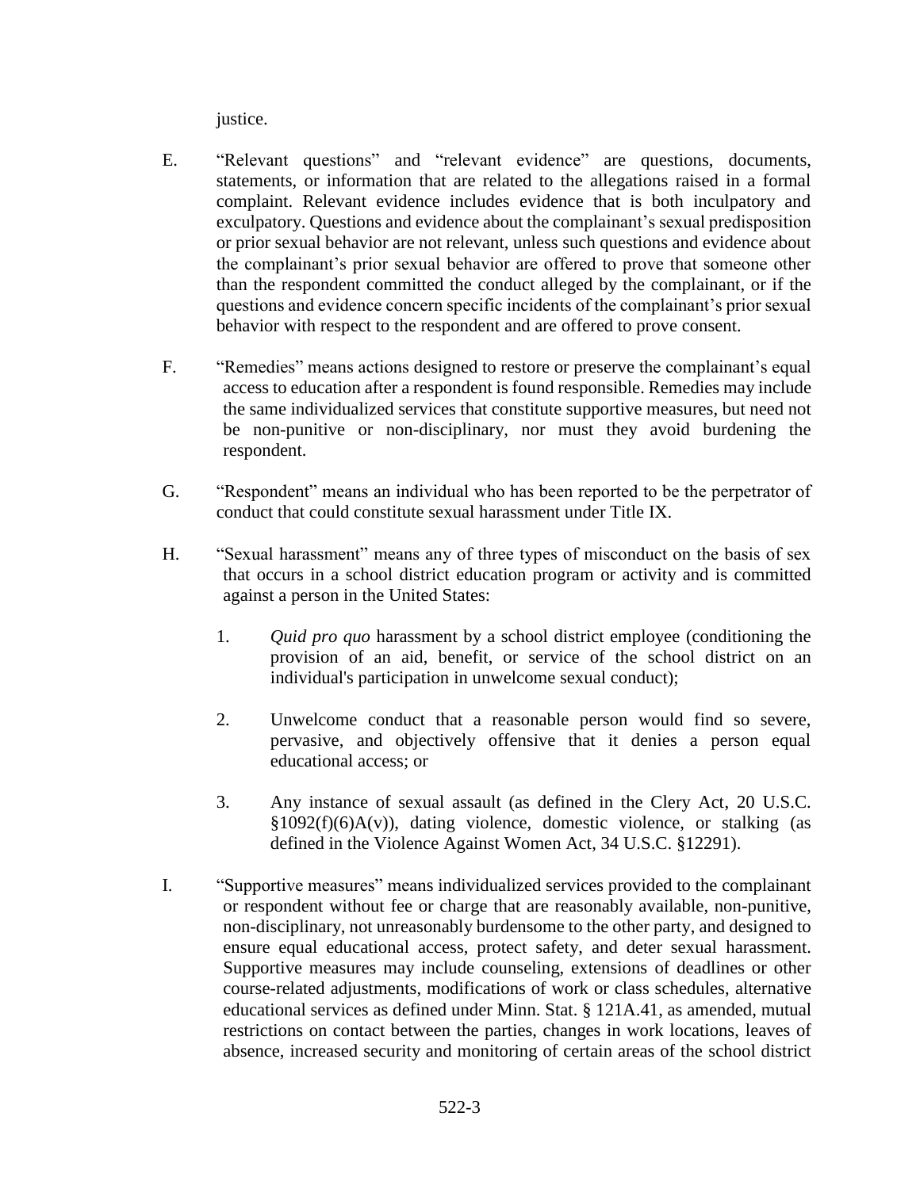justice.

E. "Relevant questions" and "relevant evidence" are questions, documents, statements, or information that are related to the allegations raised in a formal complaint. Relevant evidence includes evidence that is both inculpatory and exculpatory. Questions and evidence about the complainant's sexual predisposition or prior sexual behavior are not relevant, unless such questions and evidence about the complainant's prior sexual behavior are offered to prove that someone other than the respondent committed the conduct alleged by the complainant, or if the questions and evidence concern specific incidents of the complainant's prior sexual behavior with respect to the respondent and are offered to prove consent.

F. "Remedies" means actions designed to restore or preserve the complainant's equal access to education after a respondent is found responsible. Remedies may include the same individualized services that constitute supportive measures, but need not be non-punitive or non-disciplinary, nor must they avoid burdening the respondent.

G. "Respondent" means an individual who has been reported to be the perpetrator of conduct that could constitute sexual harassment under Title IX.

H. "Sexual harassment" means any of three types of misconduct on the basis of sex that occurs in a school district education program or activity and is committed against a person in the United States:

1. *Quid pro quo* harassment by a school district employee (conditioning the provision of an aid, benefit, or service of the school district on an individual's participation in unwelcome sexual conduct);

2. Unwelcome conduct that a reasonable person would find so severe, pervasive, and objectively offensive that it denies a person equal educational access; or

3. Any instance of sexual assault (as defined in the Clery Act, 20 U.S.C. §1092(f)(6)A(v)), dating violence, domestic violence, or stalking (as defined in the Violence Against Women Act, 34 U.S.C. §12291).

I. "Supportive measures" means individualized services provided to the complainant or respondent without fee or charge that are reasonably available, non-punitive, non-disciplinary, not unreasonably burdensome to the other party, and designed to ensure equal educational access, protect safety, and deter sexual harassment. Supportive measures may include counseling, extensions of deadlines or other course-related adjustments, modifications of work or class schedules, alternative educational services as defined under Minn. Stat. § 121A.41, as amended, mutual restrictions on contact between the parties, changes in work locations, leaves of absence, increased security and monitoring of certain areas of the school district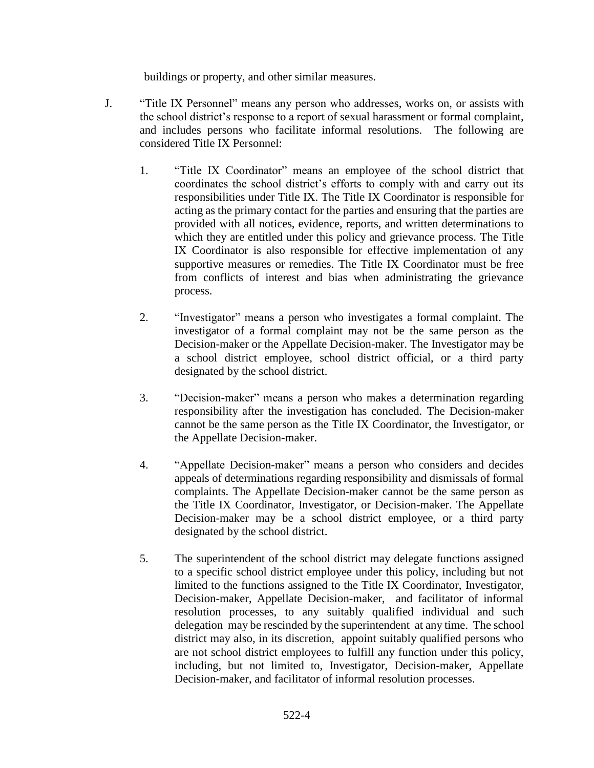buildings or property, and other similar measures.

J. “Title IX Personnel” means any person who addresses, works on, or assists with the school district’s response to a report of sexual harassment or formal complaint, and includes persons who facilitate informal resolutions. The following are considered Title IX Personnel:

1. “Title IX Coordinator” means an employee of the school district that coordinates the school district’s efforts to comply with and carry out its responsibilities under Title IX. The Title IX Coordinator is responsible for acting as the primary contact for the parties and ensuring that the parties are provided with all notices, evidence, reports, and written determinations to which they are entitled under this policy and grievance process. The Title IX Coordinator is also responsible for effective implementation of any supportive measures or remedies. The Title IX Coordinator must be free from conflicts of interest and bias when administrating the grievance process.

2. “Investigator” means a person who investigates a formal complaint. The investigator of a formal complaint may not be the same person as the Decision-maker or the Appellate Decision-maker. The Investigator may be a school district employee, school district official, or a third party designated by the school district.

3. “Decision-maker” means a person who makes a determination regarding responsibility after the investigation has concluded. The Decision-maker cannot be the same person as the Title IX Coordinator, the Investigator, or the Appellate Decision-maker.

4. “Appellate Decision-maker” means a person who considers and decides appeals of determinations regarding responsibility and dismissals of formal complaints. The Appellate Decision-maker cannot be the same person as the Title IX Coordinator, Investigator, or Decision-maker. The Appellate Decision-maker may be a school district employee, or a third party designated by the school district.

5. The superintendent of the school district may delegate functions assigned to a specific school district employee under this policy, including but not limited to the functions assigned to the Title IX Coordinator, Investigator, Decision-maker, Appellate Decision-maker, and facilitator of informal resolution processes, to any suitably qualified individual and such delegation may be rescinded by the superintendent at any time. The school district may also, in its discretion, appoint suitably qualified persons who are not school district employees to fulfill any function under this policy, including, but not limited to, Investigator, Decision-maker, Appellate Decision-maker, and facilitator of informal resolution processes.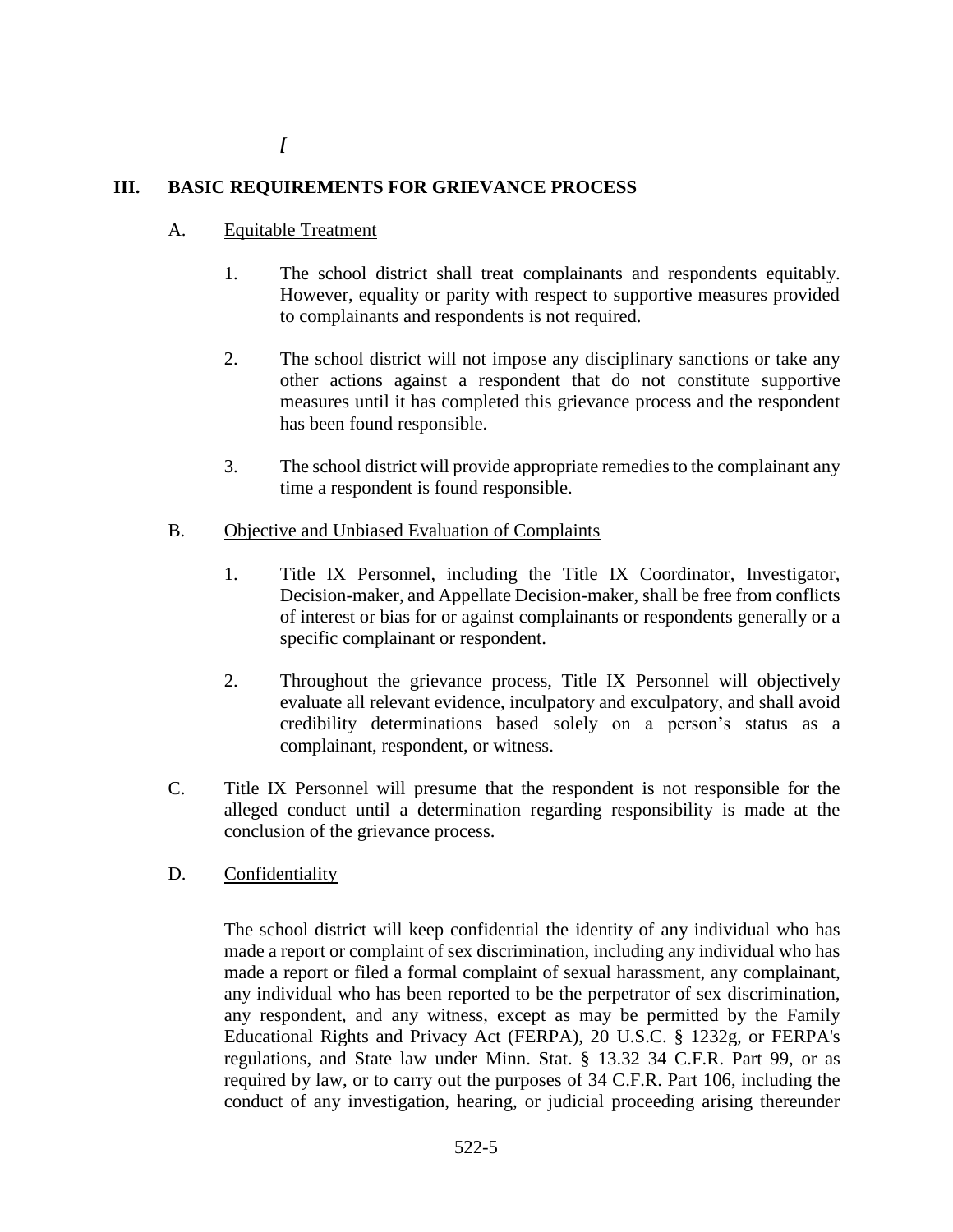*[*

## III. BASIC REQUIREMENTS FOR GRIEVANCE PROCESS

A. Equitable Treatment

1. The school district shall treat complainants and respondents equitably. However, equality or parity with respect to supportive measures provided to complainants and respondents is not required.

2. The school district will not impose any disciplinary sanctions or take any other actions against a respondent that do not constitute supportive measures until it has completed this grievance process and the respondent has been found responsible.

3. The school district will provide appropriate remedies to the complainant any time a respondent is found responsible.

B. Objective and Unbiased Evaluation of Complaints

1. Title IX Personnel, including the Title IX Coordinator, Investigator, Decision-maker, and Appellate Decision-maker, shall be free from conflicts of interest or bias for or against complainants or respondents generally or a specific complainant or respondent.

2. Throughout the grievance process, Title IX Personnel will objectively evaluate all relevant evidence, inculpatory and exculpatory, and shall avoid credibility determinations based solely on a person's status as a complainant, respondent, or witness.

C. Title IX Personnel will presume that the respondent is not responsible for the alleged conduct until a determination regarding responsibility is made at the conclusion of the grievance process.

D. Confidentiality

The school district will keep confidential the identity of any individual who has made a report or complaint of sex discrimination, including any individual who has made a report or filed a formal complaint of sexual harassment, any complainant, any individual who has been reported to be the perpetrator of sex discrimination, any respondent, and any witness, except as may be permitted by the Family Educational Rights and Privacy Act (FERPA), 20 U.S.C. § 1232g, or FERPA's regulations, and State law under Minn. Stat. § 13.32 34 C.F.R. Part 99, or as required by law, or to carry out the purposes of 34 C.F.R. Part 106, including the conduct of any investigation, hearing, or judicial proceeding arising thereunder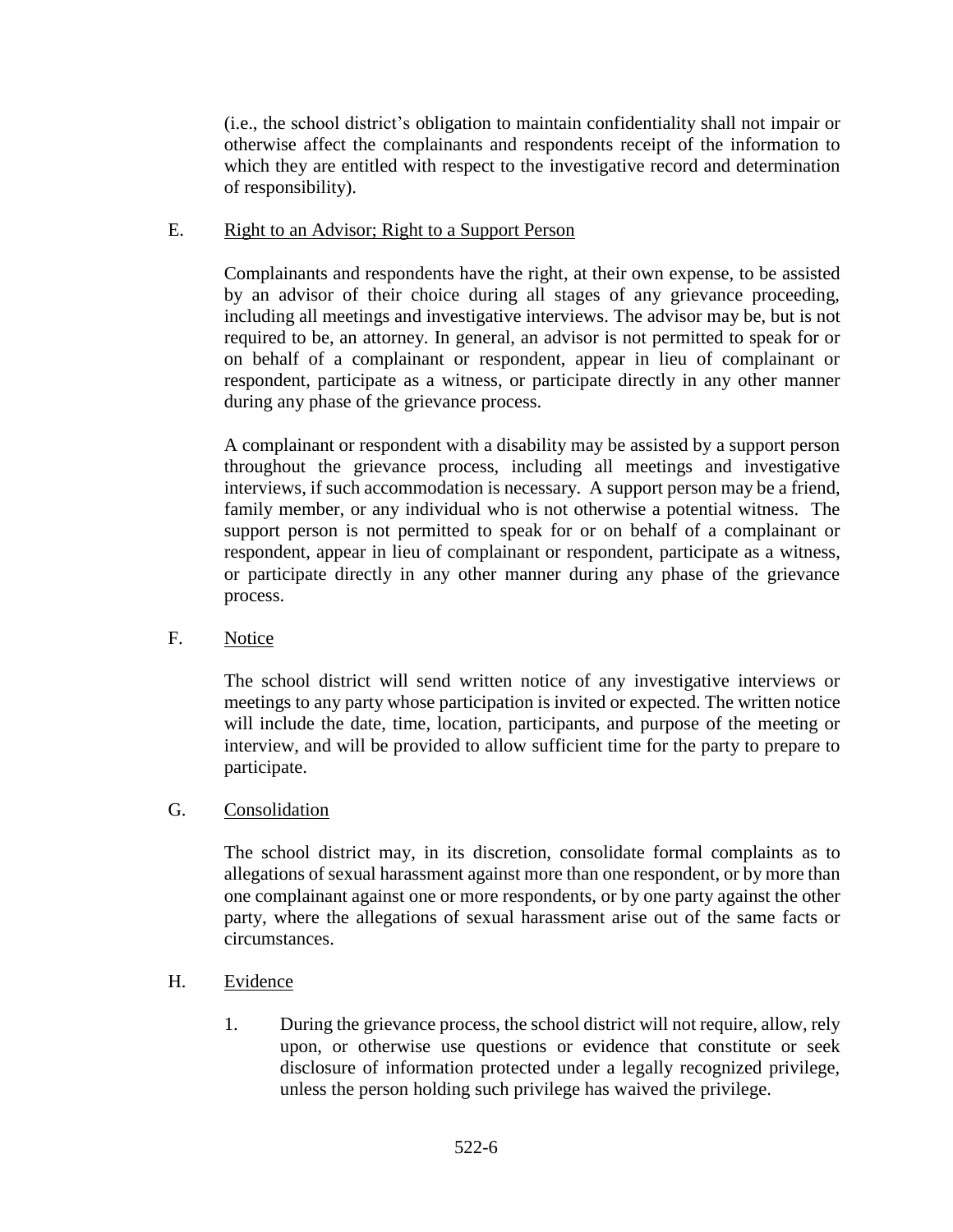(i.e., the school district's obligation to maintain confidentiality shall not impair or otherwise affect the complainants and respondents receipt of the information to which they are entitled with respect to the investigative record and determination of responsibility).

E. Right to an Advisor; Right to a Support Person

Complainants and respondents have the right, at their own expense, to be assisted by an advisor of their choice during all stages of any grievance proceeding, including all meetings and investigative interviews. The advisor may be, but is not required to be, an attorney. In general, an advisor is not permitted to speak for or on behalf of a complainant or respondent, appear in lieu of complainant or respondent, participate as a witness, or participate directly in any other manner during any phase of the grievance process.

A complainant or respondent with a disability may be assisted by a support person throughout the grievance process, including all meetings and investigative interviews, if such accommodation is necessary. A support person may be a friend, family member, or any individual who is not otherwise a potential witness. The support person is not permitted to speak for or on behalf of a complainant or respondent, appear in lieu of complainant or respondent, participate as a witness, or participate directly in any other manner during any phase of the grievance process.

F. Notice

The school district will send written notice of any investigative interviews or meetings to any party whose participation is invited or expected. The written notice will include the date, time, location, participants, and purpose of the meeting or interview, and will be provided to allow sufficient time for the party to prepare to participate.

G. Consolidation

The school district may, in its discretion, consolidate formal complaints as to allegations of sexual harassment against more than one respondent, or by more than one complainant against one or more respondents, or by one party against the other party, where the allegations of sexual harassment arise out of the same facts or circumstances.

H. Evidence

1. During the grievance process, the school district will not require, allow, rely upon, or otherwise use questions or evidence that constitute or seek disclosure of information protected under a legally recognized privilege, unless the person holding such privilege has waived the privilege.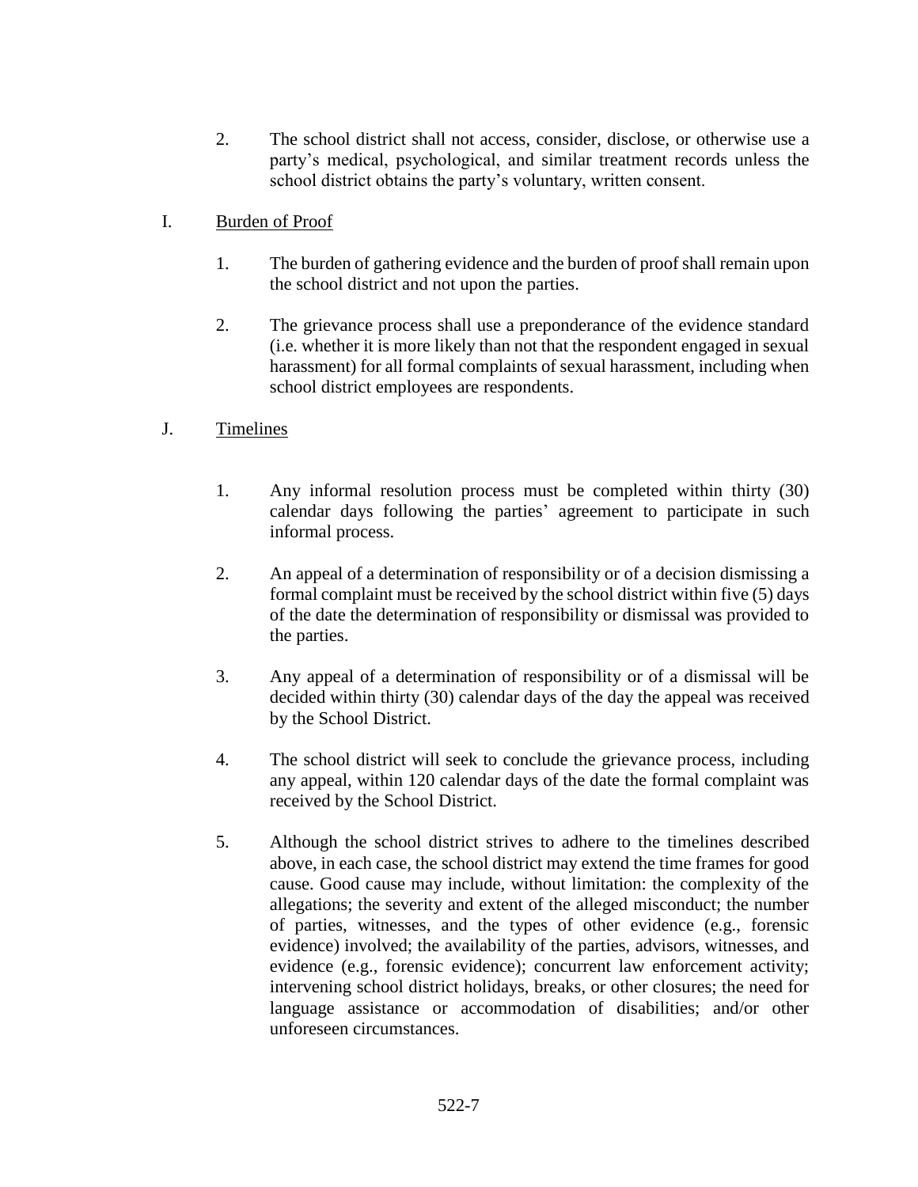2. The school district shall not access, consider, disclose, or otherwise use a party's medical, psychological, and similar treatment records unless the school district obtains the party's voluntary, written consent.

I. <u>Burden of Proof</u>

1. The burden of gathering evidence and the burden of proof shall remain upon the school district and not upon the parties.

2. The grievance process shall use a preponderance of the evidence standard (i.e. whether it is more likely than not that the respondent engaged in sexual harassment) for all formal complaints of sexual harassment, including when school district employees are respondents.

J. <u>Timelines</u>

1. Any informal resolution process must be completed within thirty (30) calendar days following the parties' agreement to participate in such informal process.

2. An appeal of a determination of responsibility or of a decision dismissing a formal complaint must be received by the school district within five (5) days of the date the determination of responsibility or dismissal was provided to the parties.

3. Any appeal of a determination of responsibility or of a dismissal will be decided within thirty (30) calendar days of the day the appeal was received by the School District.

4. The school district will seek to conclude the grievance process, including any appeal, within 120 calendar days of the date the formal complaint was received by the School District.

5. Although the school district strives to adhere to the timelines described above, in each case, the school district may extend the time frames for good cause. Good cause may include, without limitation: the complexity of the allegations; the severity and extent of the alleged misconduct; the number of parties, witnesses, and the types of other evidence (e.g., forensic evidence) involved; the availability of the parties, advisors, witnesses, and evidence (e.g., forensic evidence); concurrent law enforcement activity; intervening school district holidays, breaks, or other closures; the need for language assistance or accommodation of disabilities; and/or other unforeseen circumstances.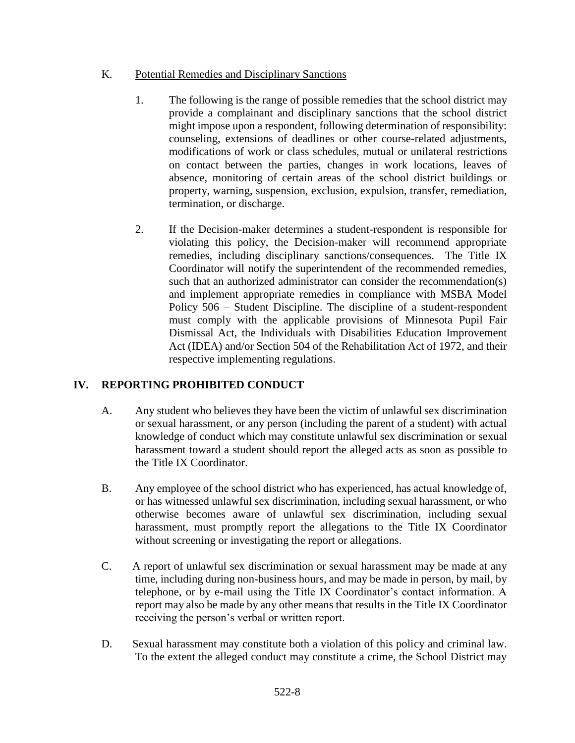K. Potential Remedies and Disciplinary Sanctions

1. The following is the range of possible remedies that the school district may provide a complainant and disciplinary sanctions that the school district might impose upon a respondent, following determination of responsibility: counseling, extensions of deadlines or other course-related adjustments, modifications of work or class schedules, mutual or unilateral restrictions on contact between the parties, changes in work locations, leaves of absence, monitoring of certain areas of the school district buildings or property, warning, suspension, exclusion, expulsion, transfer, remediation, termination, or discharge.

2. If the Decision-maker determines a student-respondent is responsible for violating this policy, the Decision-maker will recommend appropriate remedies, including disciplinary sanctions/consequences. The Title IX Coordinator will notify the superintendent of the recommended remedies, such that an authorized administrator can consider the recommendation(s) and implement appropriate remedies in compliance with MSBA Model Policy 506 – Student Discipline. The discipline of a student-respondent must comply with the applicable provisions of Minnesota Pupil Fair Dismissal Act, the Individuals with Disabilities Education Improvement Act (IDEA) and/or Section 504 of the Rehabilitation Act of 1972, and their respective implementing regulations.

## IV. REPORTING PROHIBITED CONDUCT

A. Any student who believes they have been the victim of unlawful sex discrimination or sexual harassment, or any person (including the parent of a student) with actual knowledge of conduct which may constitute unlawful sex discrimination or sexual harassment toward a student should report the alleged acts as soon as possible to the Title IX Coordinator.

B. Any employee of the school district who has experienced, has actual knowledge of, or has witnessed unlawful sex discrimination, including sexual harassment, or who otherwise becomes aware of unlawful sex discrimination, including sexual harassment, must promptly report the allegations to the Title IX Coordinator without screening or investigating the report or allegations.

C. A report of unlawful sex discrimination or sexual harassment may be made at any time, including during non-business hours, and may be made in person, by mail, by telephone, or by e-mail using the Title IX Coordinator's contact information. A report may also be made by any other means that results in the Title IX Coordinator receiving the person's verbal or written report.

D. Sexual harassment may constitute both a violation of this policy and criminal law. To the extent the alleged conduct may constitute a crime, the School District may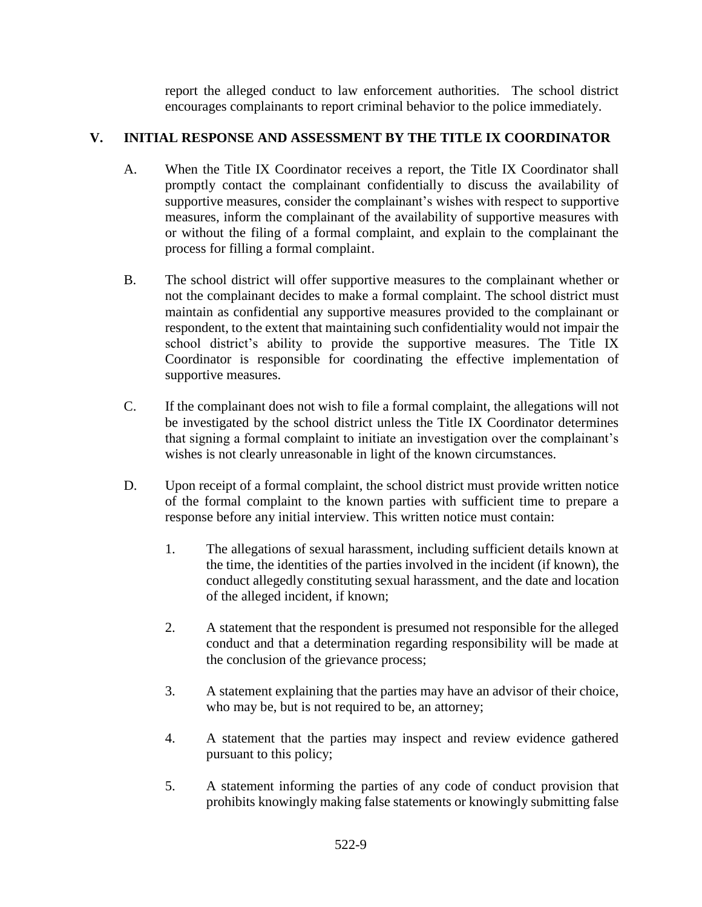report the alleged conduct to law enforcement authorities. The school district encourages complainants to report criminal behavior to the police immediately.

## V. INITIAL RESPONSE AND ASSESSMENT BY THE TITLE IX COORDINATOR

A. When the Title IX Coordinator receives a report, the Title IX Coordinator shall promptly contact the complainant confidentially to discuss the availability of supportive measures, consider the complainant's wishes with respect to supportive measures, inform the complainant of the availability of supportive measures with or without the filing of a formal complaint, and explain to the complainant the process for filling a formal complaint.

B. The school district will offer supportive measures to the complainant whether or not the complainant decides to make a formal complaint. The school district must maintain as confidential any supportive measures provided to the complainant or respondent, to the extent that maintaining such confidentiality would not impair the school district's ability to provide the supportive measures. The Title IX Coordinator is responsible for coordinating the effective implementation of supportive measures.

C. If the complainant does not wish to file a formal complaint, the allegations will not be investigated by the school district unless the Title IX Coordinator determines that signing a formal complaint to initiate an investigation over the complainant's wishes is not clearly unreasonable in light of the known circumstances.

D. Upon receipt of a formal complaint, the school district must provide written notice of the formal complaint to the known parties with sufficient time to prepare a response before any initial interview. This written notice must contain:

1. The allegations of sexual harassment, including sufficient details known at the time, the identities of the parties involved in the incident (if known), the conduct allegedly constituting sexual harassment, and the date and location of the alleged incident, if known;

2. A statement that the respondent is presumed not responsible for the alleged conduct and that a determination regarding responsibility will be made at the conclusion of the grievance process;

3. A statement explaining that the parties may have an advisor of their choice, who may be, but is not required to be, an attorney;

4. A statement that the parties may inspect and review evidence gathered pursuant to this policy;

5. A statement informing the parties of any code of conduct provision that prohibits knowingly making false statements or knowingly submitting false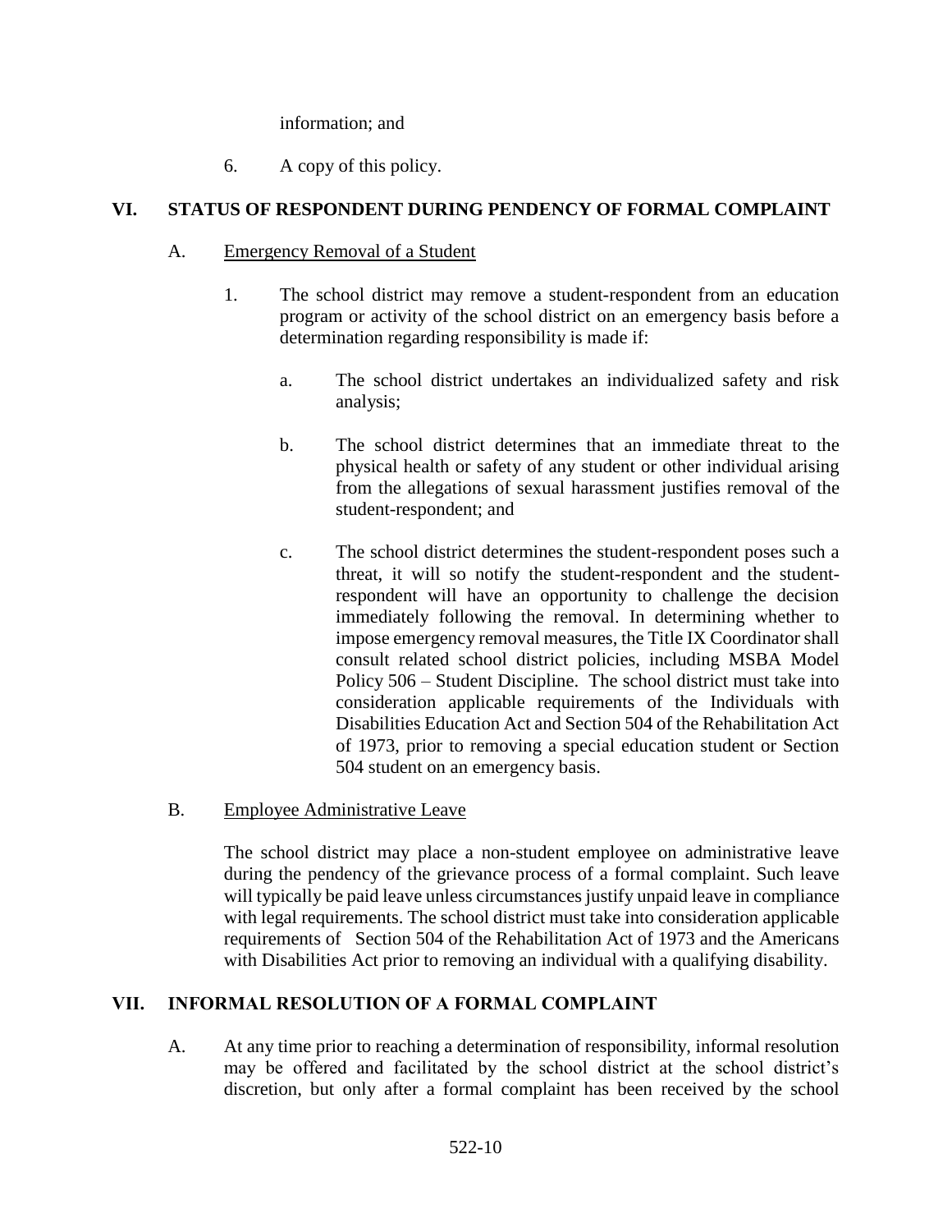information; and

6. A copy of this policy.

## VI. STATUS OF RESPONDENT DURING PENDENCY OF FORMAL COMPLAINT

### A. Emergency Removal of a Student

1. The school district may remove a student-respondent from an education program or activity of the school district on an emergency basis before a determination regarding responsibility is made if:

   a. The school district undertakes an individualized safety and risk analysis;

   b. The school district determines that an immediate threat to the physical health or safety of any student or other individual arising from the allegations of sexual harassment justifies removal of the student-respondent; and

   c. The school district determines the student-respondent poses such a threat, it will so notify the student-respondent and the student-respondent will have an opportunity to challenge the decision immediately following the removal. In determining whether to impose emergency removal measures, the Title IX Coordinator shall consult related school district policies, including MSBA Model Policy 506 – Student Discipline. The school district must take into consideration applicable requirements of the Individuals with Disabilities Education Act and Section 504 of the Rehabilitation Act of 1973, prior to removing a special education student or Section 504 student on an emergency basis.

### B. Employee Administrative Leave

The school district may place a non-student employee on administrative leave during the pendency of the grievance process of a formal complaint. Such leave will typically be paid leave unless circumstances justify unpaid leave in compliance with legal requirements. The school district must take into consideration applicable requirements of Section 504 of the Rehabilitation Act of 1973 and the Americans with Disabilities Act prior to removing an individual with a qualifying disability.

## VII. INFORMAL RESOLUTION OF A FORMAL COMPLAINT

A. At any time prior to reaching a determination of responsibility, informal resolution may be offered and facilitated by the school district at the school district's discretion, but only after a formal complaint has been received by the school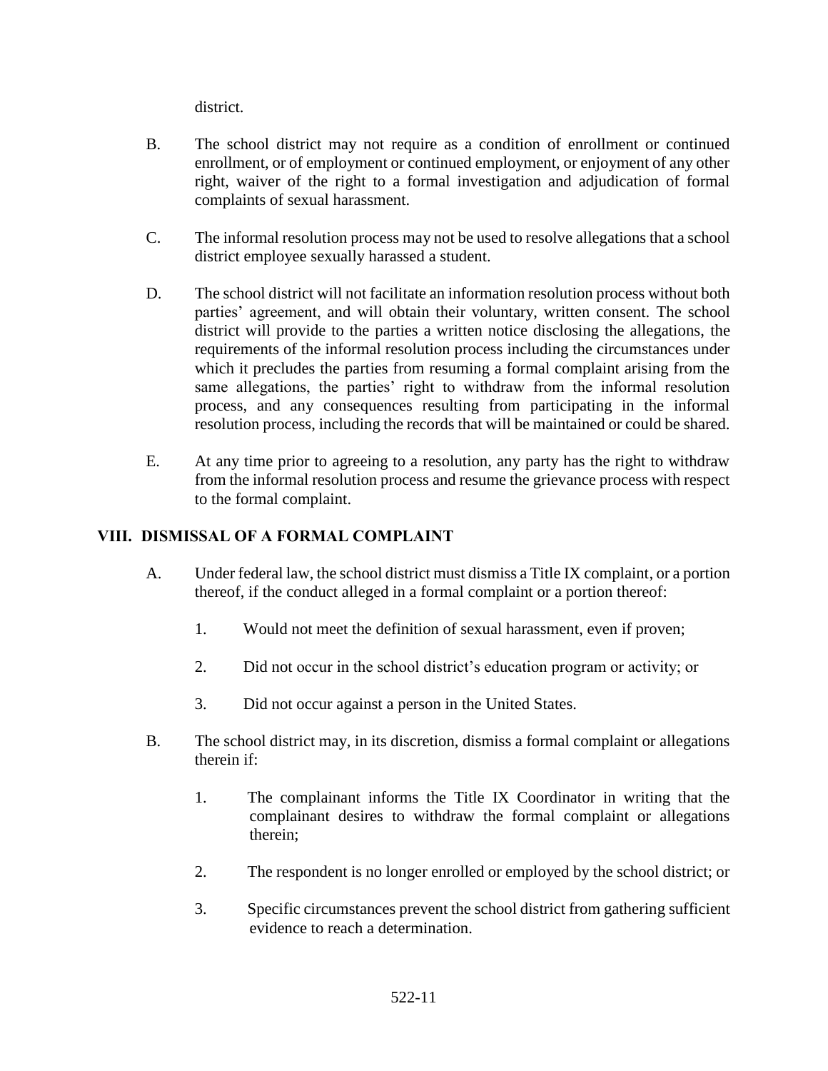district.

B. The school district may not require as a condition of enrollment or continued enrollment, or of employment or continued employment, or enjoyment of any other right, waiver of the right to a formal investigation and adjudication of formal complaints of sexual harassment.

C. The informal resolution process may not be used to resolve allegations that a school district employee sexually harassed a student.

D. The school district will not facilitate an information resolution process without both parties' agreement, and will obtain their voluntary, written consent. The school district will provide to the parties a written notice disclosing the allegations, the requirements of the informal resolution process including the circumstances under which it precludes the parties from resuming a formal complaint arising from the same allegations, the parties' right to withdraw from the informal resolution process, and any consequences resulting from participating in the informal resolution process, including the records that will be maintained or could be shared.

E. At any time prior to agreeing to a resolution, any party has the right to withdraw from the informal resolution process and resume the grievance process with respect to the formal complaint.

## VIII. DISMISSAL OF A FORMAL COMPLAINT

A. Under federal law, the school district must dismiss a Title IX complaint, or a portion thereof, if the conduct alleged in a formal complaint or a portion thereof:

1. Would not meet the definition of sexual harassment, even if proven;

2. Did not occur in the school district's education program or activity; or

3. Did not occur against a person in the United States.

B. The school district may, in its discretion, dismiss a formal complaint or allegations therein if:

1. The complainant informs the Title IX Coordinator in writing that the complainant desires to withdraw the formal complaint or allegations therein;

2. The respondent is no longer enrolled or employed by the school district; or

3. Specific circumstances prevent the school district from gathering sufficient evidence to reach a determination.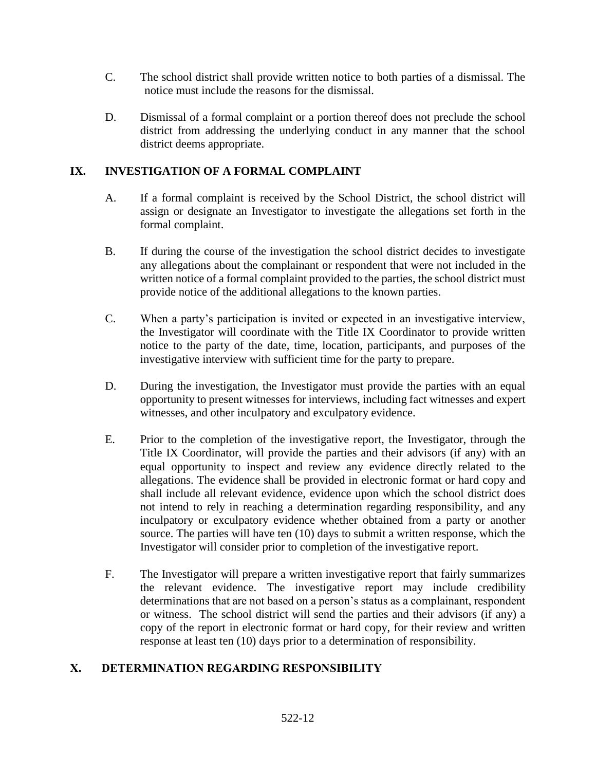C. The school district shall provide written notice to both parties of a dismissal. The notice must include the reasons for the dismissal.

D. Dismissal of a formal complaint or a portion thereof does not preclude the school district from addressing the underlying conduct in any manner that the school district deems appropriate.

## IX. INVESTIGATION OF A FORMAL COMPLAINT

A. If a formal complaint is received by the School District, the school district will assign or designate an Investigator to investigate the allegations set forth in the formal complaint.

B. If during the course of the investigation the school district decides to investigate any allegations about the complainant or respondent that were not included in the written notice of a formal complaint provided to the parties, the school district must provide notice of the additional allegations to the known parties.

C. When a party's participation is invited or expected in an investigative interview, the Investigator will coordinate with the Title IX Coordinator to provide written notice to the party of the date, time, location, participants, and purposes of the investigative interview with sufficient time for the party to prepare.

D. During the investigation, the Investigator must provide the parties with an equal opportunity to present witnesses for interviews, including fact witnesses and expert witnesses, and other inculpatory and exculpatory evidence.

E. Prior to the completion of the investigative report, the Investigator, through the Title IX Coordinator, will provide the parties and their advisors (if any) with an equal opportunity to inspect and review any evidence directly related to the allegations. The evidence shall be provided in electronic format or hard copy and shall include all relevant evidence, evidence upon which the school district does not intend to rely in reaching a determination regarding responsibility, and any inculpatory or exculpatory evidence whether obtained from a party or another source. The parties will have ten (10) days to submit a written response, which the Investigator will consider prior to completion of the investigative report.

F. The Investigator will prepare a written investigative report that fairly summarizes the relevant evidence. The investigative report may include credibility determinations that are not based on a person's status as a complainant, respondent or witness. The school district will send the parties and their advisors (if any) a copy of the report in electronic format or hard copy, for their review and written response at least ten (10) days prior to a determination of responsibility.

## X. DETERMINATION REGARDING RESPONSIBILITY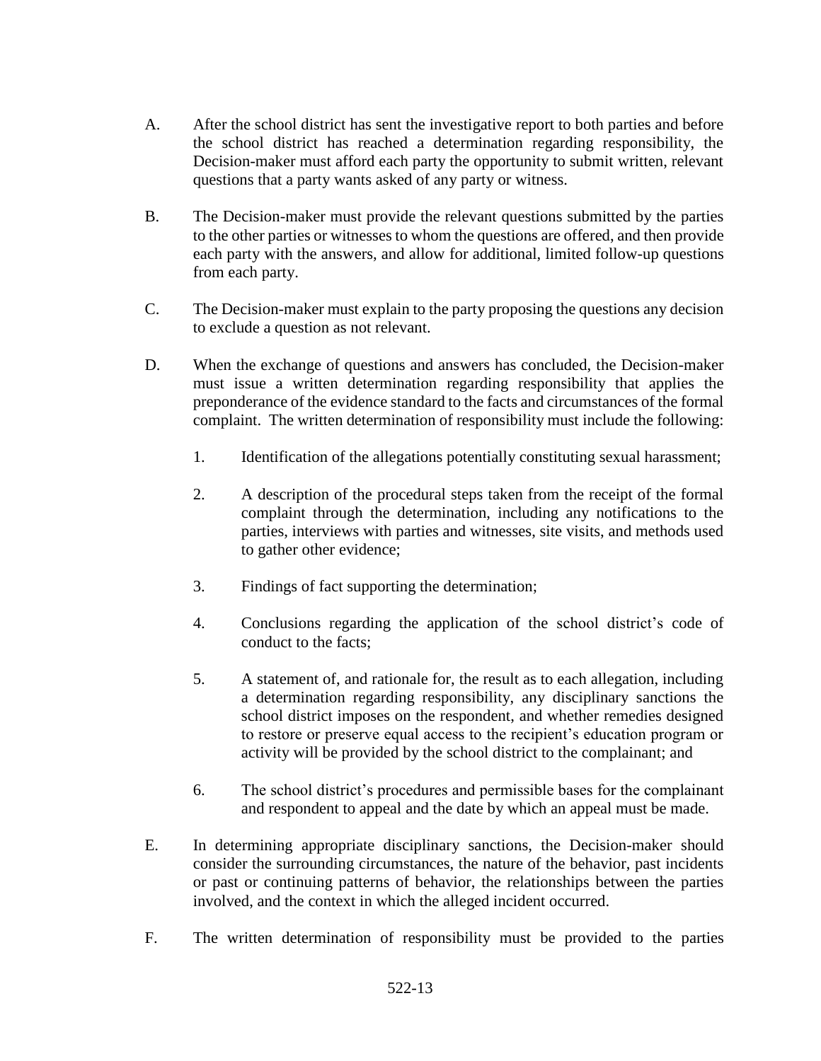A. After the school district has sent the investigative report to both parties and before the school district has reached a determination regarding responsibility, the Decision-maker must afford each party the opportunity to submit written, relevant questions that a party wants asked of any party or witness.

B. The Decision-maker must provide the relevant questions submitted by the parties to the other parties or witnesses to whom the questions are offered, and then provide each party with the answers, and allow for additional, limited follow-up questions from each party.

C. The Decision-maker must explain to the party proposing the questions any decision to exclude a question as not relevant.

D. When the exchange of questions and answers has concluded, the Decision-maker must issue a written determination regarding responsibility that applies the preponderance of the evidence standard to the facts and circumstances of the formal complaint. The written determination of responsibility must include the following:

   1. Identification of the allegations potentially constituting sexual harassment;

   2. A description of the procedural steps taken from the receipt of the formal complaint through the determination, including any notifications to the parties, interviews with parties and witnesses, site visits, and methods used to gather other evidence;

   3. Findings of fact supporting the determination;

   4. Conclusions regarding the application of the school district's code of conduct to the facts;

   5. A statement of, and rationale for, the result as to each allegation, including a determination regarding responsibility, any disciplinary sanctions the school district imposes on the respondent, and whether remedies designed to restore or preserve equal access to the recipient's education program or activity will be provided by the school district to the complainant; and

   6. The school district's procedures and permissible bases for the complainant and respondent to appeal and the date by which an appeal must be made.

E. In determining appropriate disciplinary sanctions, the Decision-maker should consider the surrounding circumstances, the nature of the behavior, past incidents or past or continuing patterns of behavior, the relationships between the parties involved, and the context in which the alleged incident occurred.

F. The written determination of responsibility must be provided to the parties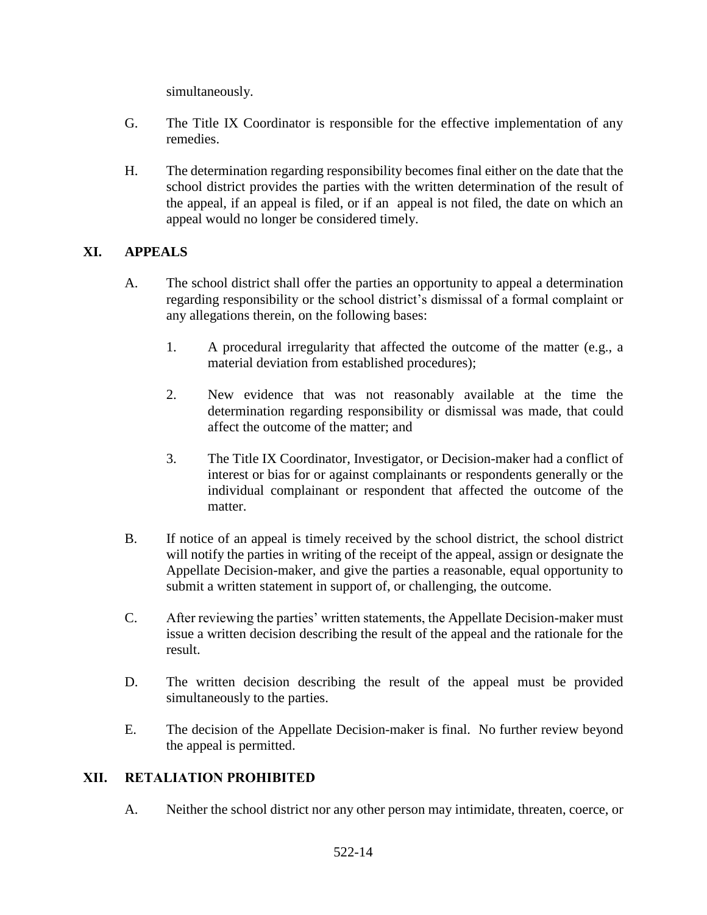simultaneously.

G. The Title IX Coordinator is responsible for the effective implementation of any remedies.

H. The determination regarding responsibility becomes final either on the date that the school district provides the parties with the written determination of the result of the appeal, if an appeal is filed, or if an appeal is not filed, the date on which an appeal would no longer be considered timely.

## XI. APPEALS

A. The school district shall offer the parties an opportunity to appeal a determination regarding responsibility or the school district's dismissal of a formal complaint or any allegations therein, on the following bases:

1. A procedural irregularity that affected the outcome of the matter (e.g., a material deviation from established procedures);

2. New evidence that was not reasonably available at the time the determination regarding responsibility or dismissal was made, that could affect the outcome of the matter; and

3. The Title IX Coordinator, Investigator, or Decision-maker had a conflict of interest or bias for or against complainants or respondents generally or the individual complainant or respondent that affected the outcome of the matter.

B. If notice of an appeal is timely received by the school district, the school district will notify the parties in writing of the receipt of the appeal, assign or designate the Appellate Decision-maker, and give the parties a reasonable, equal opportunity to submit a written statement in support of, or challenging, the outcome.

C. After reviewing the parties' written statements, the Appellate Decision-maker must issue a written decision describing the result of the appeal and the rationale for the result.

D. The written decision describing the result of the appeal must be provided simultaneously to the parties.

E. The decision of the Appellate Decision-maker is final. No further review beyond the appeal is permitted.

## XII. RETALIATION PROHIBITED

A. Neither the school district nor any other person may intimidate, threaten, coerce, or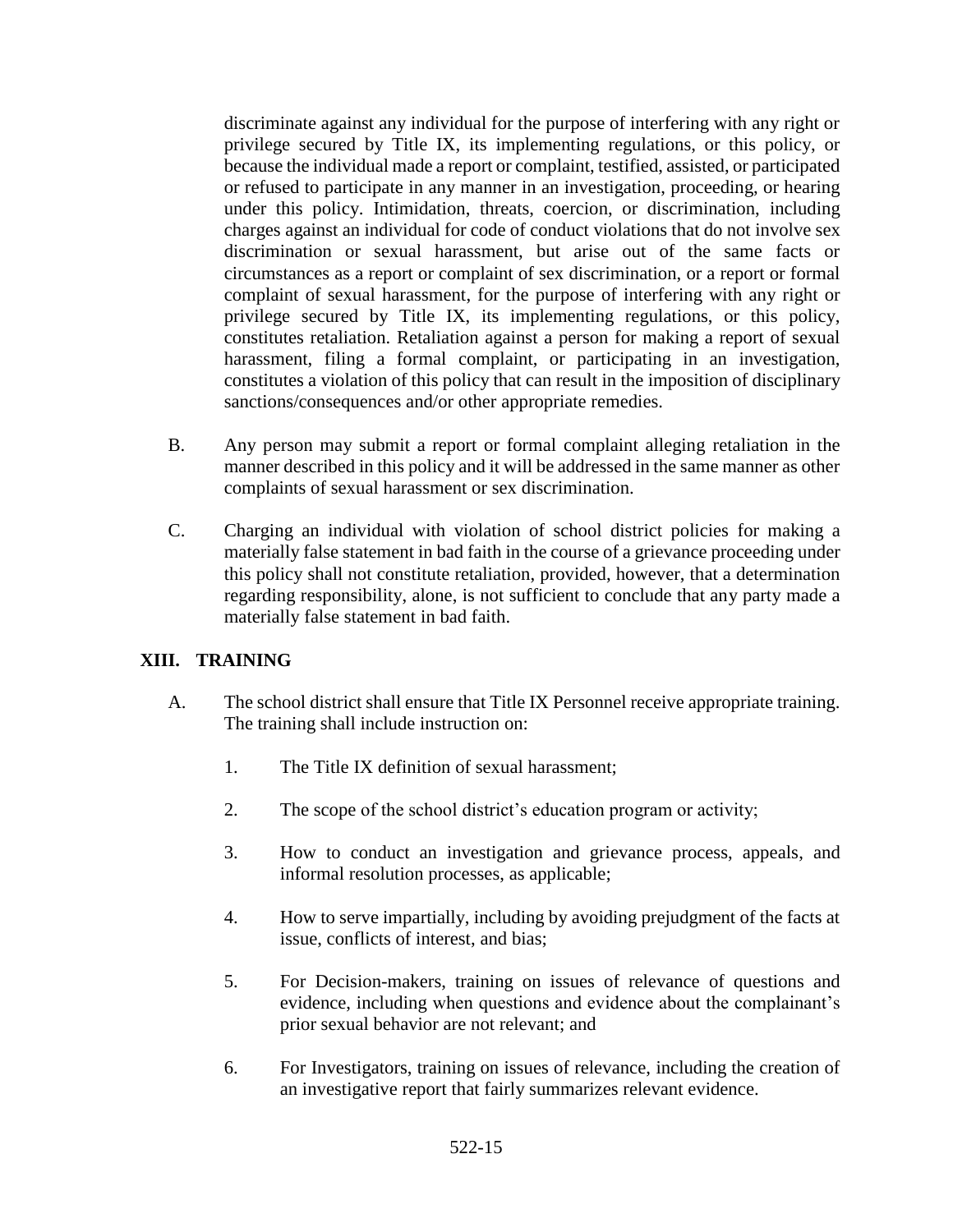discriminate against any individual for the purpose of interfering with any right or privilege secured by Title IX, its implementing regulations, or this policy, or because the individual made a report or complaint, testified, assisted, or participated or refused to participate in any manner in an investigation, proceeding, or hearing under this policy. Intimidation, threats, coercion, or discrimination, including charges against an individual for code of conduct violations that do not involve sex discrimination or sexual harassment, but arise out of the same facts or circumstances as a report or complaint of sex discrimination, or a report or formal complaint of sexual harassment, for the purpose of interfering with any right or privilege secured by Title IX, its implementing regulations, or this policy, constitutes retaliation. Retaliation against a person for making a report of sexual harassment, filing a formal complaint, or participating in an investigation, constitutes a violation of this policy that can result in the imposition of disciplinary sanctions/consequences and/or other appropriate remedies.

B. Any person may submit a report or formal complaint alleging retaliation in the manner described in this policy and it will be addressed in the same manner as other complaints of sexual harassment or sex discrimination.

C. Charging an individual with violation of school district policies for making a materially false statement in bad faith in the course of a grievance proceeding under this policy shall not constitute retaliation, provided, however, that a determination regarding responsibility, alone, is not sufficient to conclude that any party made a materially false statement in bad faith.

## XIII. TRAINING

A. The school district shall ensure that Title IX Personnel receive appropriate training. The training shall include instruction on:

1. The Title IX definition of sexual harassment;
2. The scope of the school district's education program or activity;
3. How to conduct an investigation and grievance process, appeals, and informal resolution processes, as applicable;
4. How to serve impartially, including by avoiding prejudgment of the facts at issue, conflicts of interest, and bias;
5. For Decision-makers, training on issues of relevance of questions and evidence, including when questions and evidence about the complainant's prior sexual behavior are not relevant; and
6. For Investigators, training on issues of relevance, including the creation of an investigative report that fairly summarizes relevant evidence.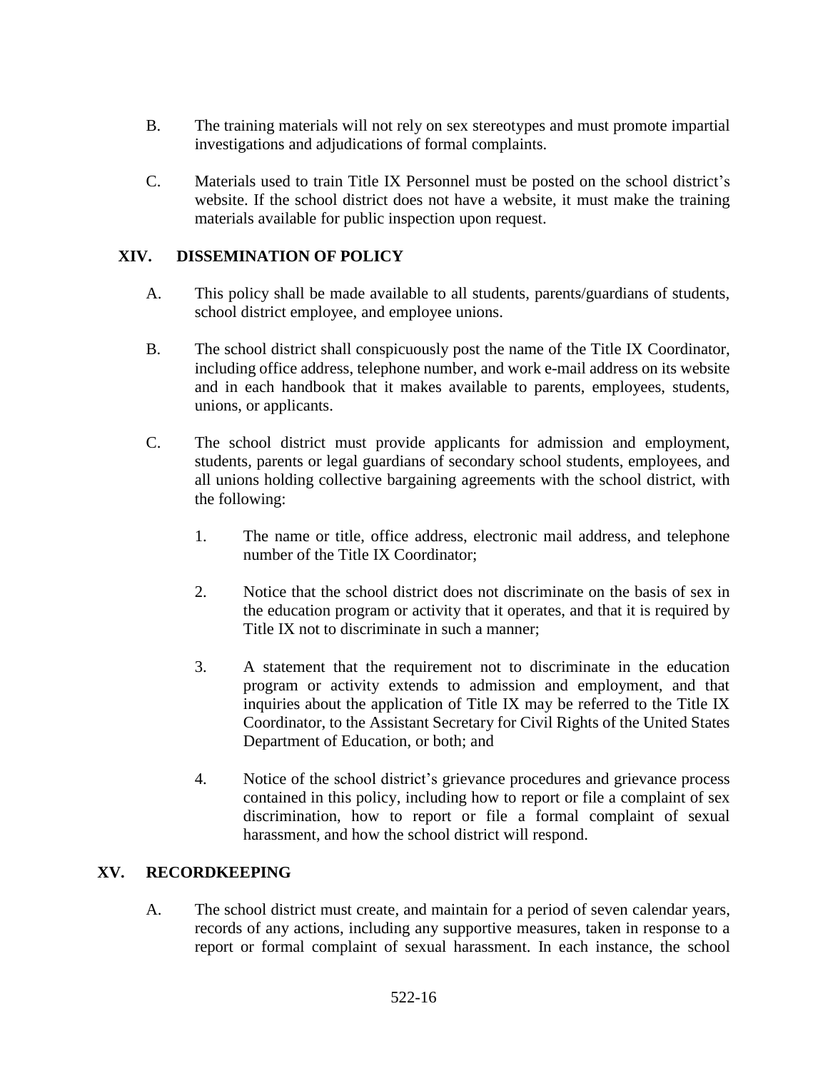B. The training materials will not rely on sex stereotypes and must promote impartial investigations and adjudications of formal complaints.

C. Materials used to train Title IX Personnel must be posted on the school district's website. If the school district does not have a website, it must make the training materials available for public inspection upon request.

## XIV. DISSEMINATION OF POLICY

A. This policy shall be made available to all students, parents/guardians of students, school district employee, and employee unions.

B. The school district shall conspicuously post the name of the Title IX Coordinator, including office address, telephone number, and work e-mail address on its website and in each handbook that it makes available to parents, employees, students, unions, or applicants.

C. The school district must provide applicants for admission and employment, students, parents or legal guardians of secondary school students, employees, and all unions holding collective bargaining agreements with the school district, with the following:

1. The name or title, office address, electronic mail address, and telephone number of the Title IX Coordinator;

2. Notice that the school district does not discriminate on the basis of sex in the education program or activity that it operates, and that it is required by Title IX not to discriminate in such a manner;

3. A statement that the requirement not to discriminate in the education program or activity extends to admission and employment, and that inquiries about the application of Title IX may be referred to the Title IX Coordinator, to the Assistant Secretary for Civil Rights of the United States Department of Education, or both; and

4. Notice of the school district's grievance procedures and grievance process contained in this policy, including how to report or file a complaint of sex discrimination, how to report or file a formal complaint of sexual harassment, and how the school district will respond.

## XV. RECORDKEEPING

A. The school district must create, and maintain for a period of seven calendar years, records of any actions, including any supportive measures, taken in response to a report or formal complaint of sexual harassment. In each instance, the school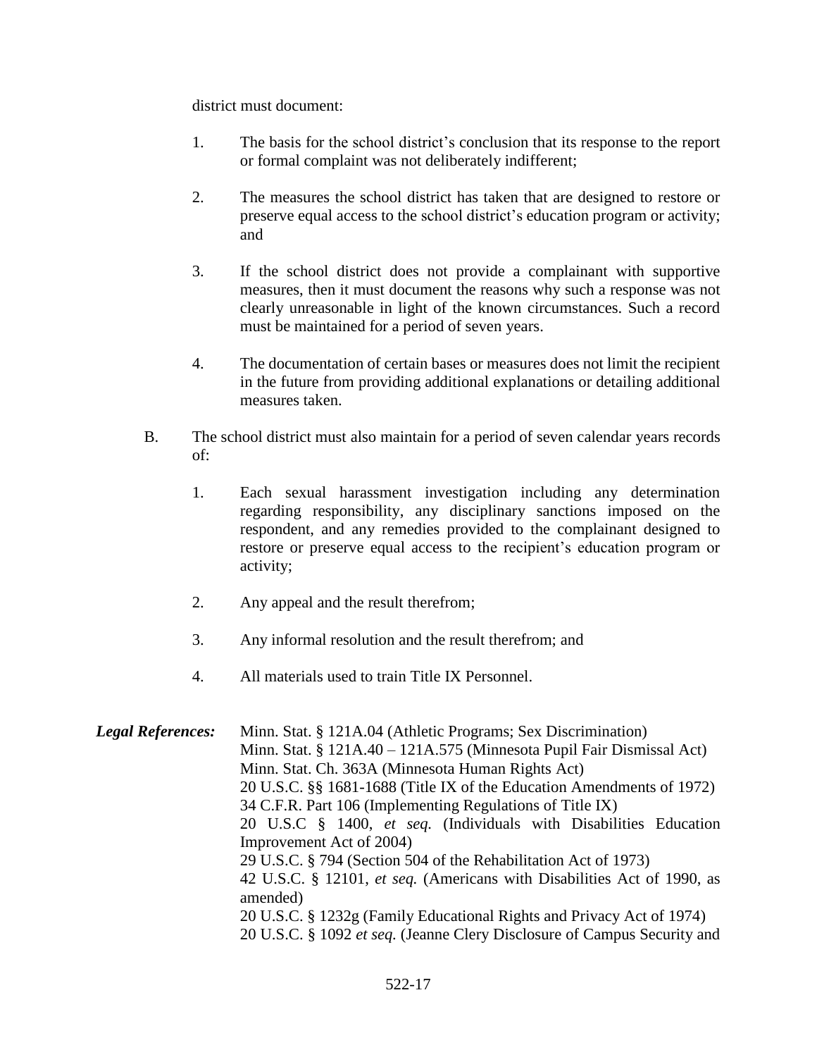district must document:

1. The basis for the school district's conclusion that its response to the report or formal complaint was not deliberately indifferent;

2. The measures the school district has taken that are designed to restore or preserve equal access to the school district's education program or activity; and

3. If the school district does not provide a complainant with supportive measures, then it must document the reasons why such a response was not clearly unreasonable in light of the known circumstances. Such a record must be maintained for a period of seven years.

4. The documentation of certain bases or measures does not limit the recipient in the future from providing additional explanations or detailing additional measures taken.

B. The school district must also maintain for a period of seven calendar years records of:

1. Each sexual harassment investigation including any determination regarding responsibility, any disciplinary sanctions imposed on the respondent, and any remedies provided to the complainant designed to restore or preserve equal access to the recipient's education program or activity;

2. Any appeal and the result therefrom;

3. Any informal resolution and the result therefrom; and

4. All materials used to train Title IX Personnel.

***Legal References:***

Minn. Stat. § 121A.04 (Athletic Programs; Sex Discrimination)
Minn. Stat. § 121A.40 – 121A.575 (Minnesota Pupil Fair Dismissal Act)
Minn. Stat. Ch. 363A (Minnesota Human Rights Act)
20 U.S.C. §§ 1681-1688 (Title IX of the Education Amendments of 1972)
34 C.F.R. Part 106 (Implementing Regulations of Title IX)
20 U.S.C § 1400, *et seq.* (Individuals with Disabilities Education Improvement Act of 2004)
29 U.S.C. § 794 (Section 504 of the Rehabilitation Act of 1973)
42 U.S.C. § 12101, *et seq.* (Americans with Disabilities Act of 1990, as amended)
20 U.S.C. § 1232g (Family Educational Rights and Privacy Act of 1974)
20 U.S.C. § 1092 *et seq.* (Jeanne Clery Disclosure of Campus Security and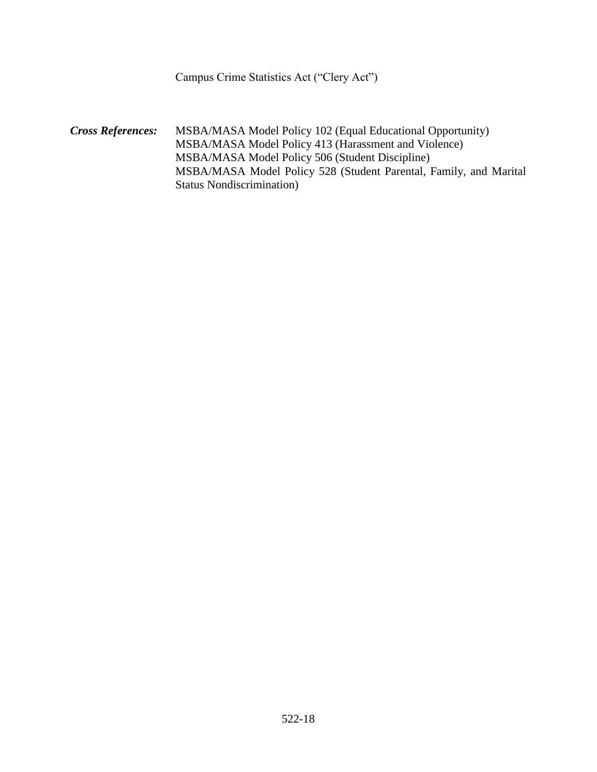Campus Crime Statistics Act ("Clery Act")

***Cross References:*** MSBA/MASA Model Policy 102 (Equal Educational Opportunity)
MSBA/MASA Model Policy 413 (Harassment and Violence)
MSBA/MASA Model Policy 506 (Student Discipline)
MSBA/MASA Model Policy 528 (Student Parental, Family, and Marital Status Nondiscrimination)